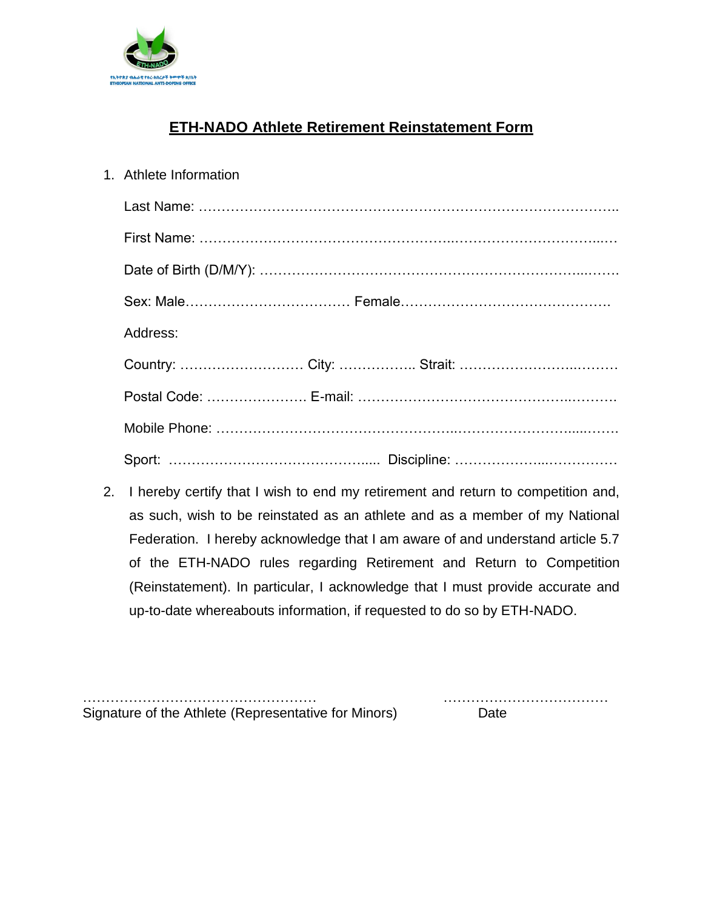ETHIOPIAN NATIONAL ANTI-DOPING OFFICE

# ETH-NADO Athlete Retirement Reinstatement Form

1. Athlete Information

   Last Name: ……………………………………………………………………………..

   First Name: …………………………………………….………………………...…

   Date of Birth (D/M/Y): ……………………………………………………………...…….

   Sex: Male……………………………… Female……………………………………….

   Address:

   Country: ……………………… City: …………….. Strait: ……………………..………

   Postal Code: …………………. E-mail: …………………………………………..……….

   Mobile Phone: …………………………………………..……………………….....…….

   Sport: …………………………………….... Discipline: ………………...……………

2. I hereby certify that I wish to end my retirement and return to competition and, as such, wish to be reinstated as an athlete and as a member of my National Federation. I hereby acknowledge that I am aware of and understand article 5.7 of the ETH-NADO rules regarding Retirement and Return to Competition (Reinstatement). In particular, I acknowledge that I must provide accurate and up-to-date whereabouts information, if requested to do so by ETH-NADO.

……………………………………………… ………………………………

Signature of the Athlete (Representative for Minors) Date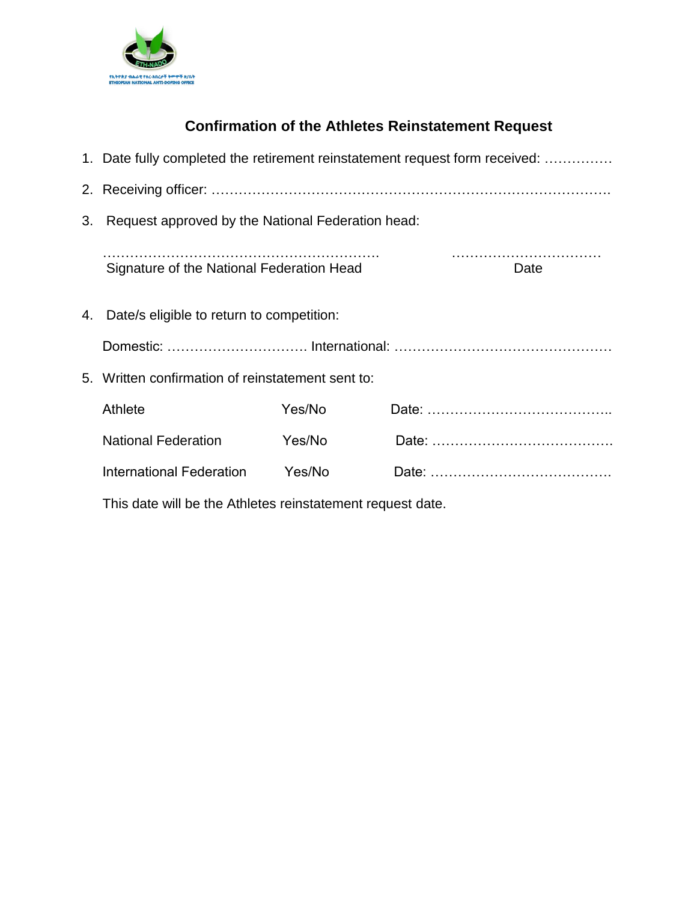# Confirmation of the Athletes Reinstatement Request

1. Date fully completed the retirement reinstatement request form received: ……………
2. Receiving officer: ………………………………………………………………………………
3. Request approved by the National Federation head:

………………………………………………………  ……………………………
Signature of the National Federation Head  Date

4. Date/s eligible to return to competition:

   Domestic: …………………………. International: …………………………………………

5. Written confirmation of reinstatement sent to:

| | | |
|---|---|---|
| Athlete | Yes/No | Date: ………………………………….. |
| National Federation | Yes/No | Date: …………………………………. |
| International Federation | Yes/No | Date: …………………………………. |

This date will be the Athletes reinstatement request date.